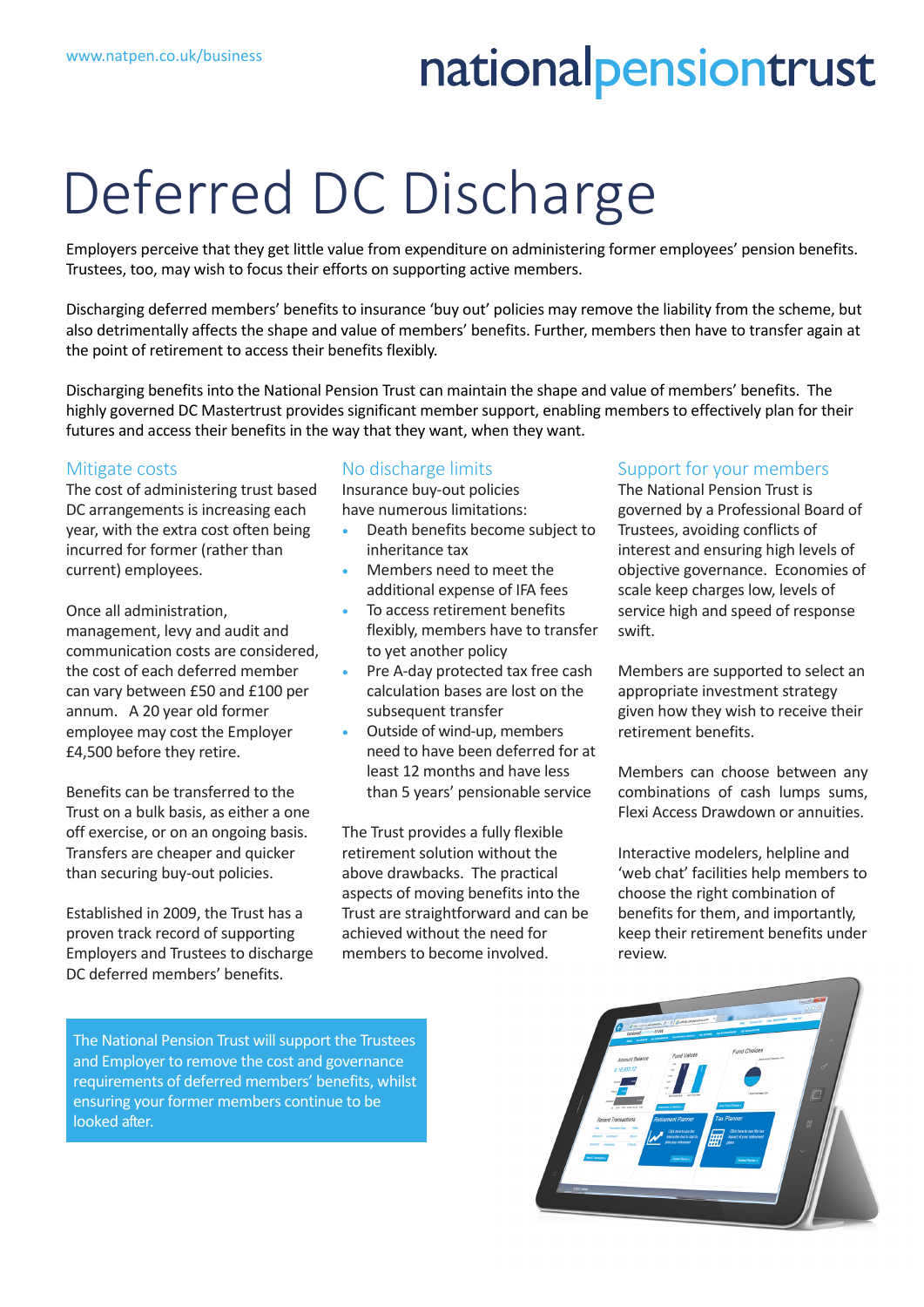www.natpen.co.uk/business

nationalpensiontrust

# Deferred DC Discharge

Employers perceive that they get little value from expenditure on administering former employees' pension benefits. Trustees, too, may wish to focus their efforts on supporting active members.

Discharging deferred members' benefits to insurance 'buy out' policies may remove the liability from the scheme, but also detrimentally affects the shape and value of members' benefits. Further, members then have to transfer again at the point of retirement to access their benefits flexibly.

Discharging benefits into the National Pension Trust can maintain the shape and value of members' benefits. The highly governed DC Mastertrust provides significant member support, enabling members to effectively plan for their futures and access their benefits in the way that they want, when they want.

## Mitigate costs

The cost of administering trust based DC arrangements is increasing each year, with the extra cost often being incurred for former (rather than current) employees.

Once all administration, management, levy and audit and communication costs are considered, the cost of each deferred member can vary between £50 and £100 per annum. A 20 year old former employee may cost the Employer £4,500 before they retire.

Benefits can be transferred to the Trust on a bulk basis, as either a one off exercise, or on an ongoing basis. Transfers are cheaper and quicker than securing buy-out policies.

Established in 2009, the Trust has a proven track record of supporting Employers and Trustees to discharge DC deferred members' benefits.

## No discharge limits

Insurance buy-out policies have numerous limitations:

- Death benefits become subject to inheritance tax
- Members need to meet the additional expense of IFA fees
- To access retirement benefits flexibly, members have to transfer to yet another policy
- Pre A-day protected tax free cash calculation bases are lost on the subsequent transfer
- Outside of wind-up, members need to have been deferred for at least 12 months and have less than 5 years' pensionable service

The Trust provides a fully flexible retirement solution without the above drawbacks. The practical aspects of moving benefits into the Trust are straightforward and can be achieved without the need for members to become involved.

## Support for your members

The National Pension Trust is governed by a Professional Board of Trustees, avoiding conflicts of interest and ensuring high levels of objective governance. Economies of scale keep charges low, levels of service high and speed of response swift.

Members are supported to select an appropriate investment strategy given how they wish to receive their retirement benefits.

Members can choose between any combinations of cash lumps sums, Flexi Access Drawdown or annuities.

Interactive modelers, helpline and 'web chat' facilities help members to choose the right combination of benefits for them, and importantly, keep their retirement benefits under review.

The National Pension Trust will support the Trustees and Employer to remove the cost and governance requirements of deferred members' benefits, whilst ensuring your former members continue to be looked after.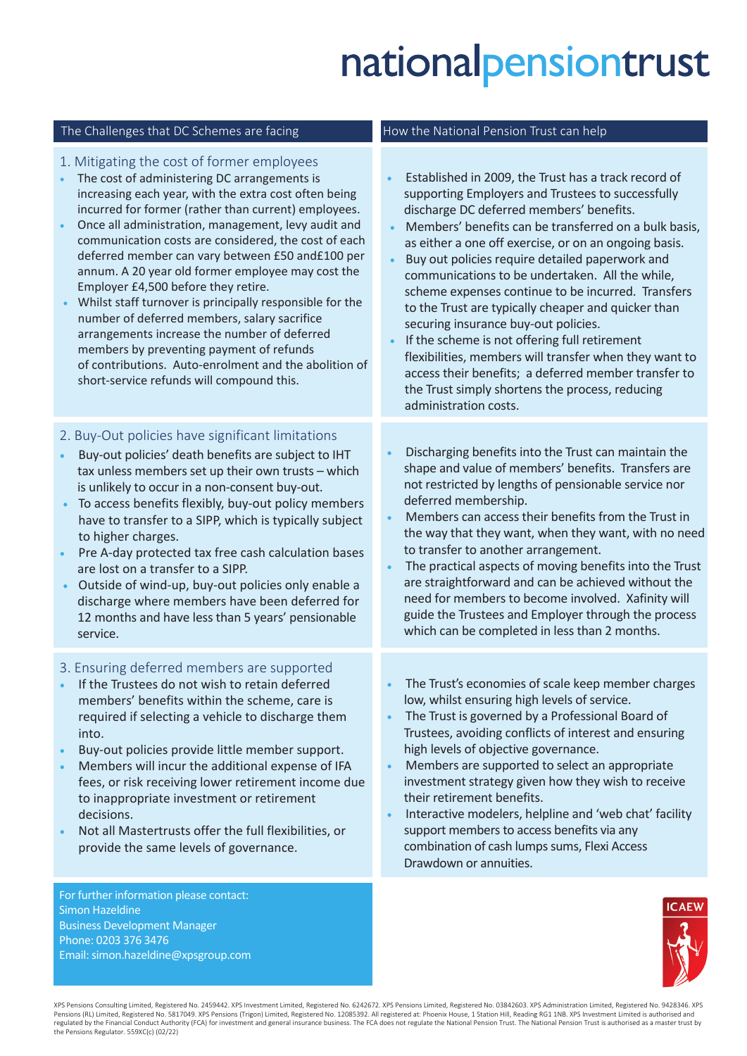# nationalpensiontrust

## The Challenges that DC Schemes are facing

### 1. Mitigating the cost of former employees

- The cost of administering DC arrangements is increasing each year, with the extra cost often being incurred for former (rather than current) employees.
- Once all administration, management, levy audit and communication costs are considered, the cost of each deferred member can vary between £50 and£100 per annum. A 20 year old former employee may cost the Employer £4,500 before they retire.
- Whilst staff turnover is principally responsible for the number of deferred members, salary sacrifice arrangements increase the number of deferred members by preventing payment of refunds of contributions. Auto-enrolment and the abolition of short-service refunds will compound this.

### 2. Buy-Out policies have significant limitations

- Buy-out policies' death benefits are subject to IHT tax unless members set up their own trusts – which is unlikely to occur in a non-consent buy-out.
- To access benefits flexibly, buy-out policy members have to transfer to a SIPP, which is typically subject to higher charges.
- Pre A-day protected tax free cash calculation bases are lost on a transfer to a SIPP.
- Outside of wind-up, buy-out policies only enable a discharge where members have been deferred for 12 months and have less than 5 years' pensionable service.

### 3. Ensuring deferred members are supported

- If the Trustees do not wish to retain deferred members' benefits within the scheme, care is required if selecting a vehicle to discharge them into.
- Buy-out policies provide little member support.
- Members will incur the additional expense of IFA fees, or risk receiving lower retirement income due to inappropriate investment or retirement decisions.
- Not all Mastertrusts offer the full flexibilities, or provide the same levels of governance.

## How the National Pension Trust can help

**1.**

- Established in 2009, the Trust has a track record of supporting Employers and Trustees to successfully discharge DC deferred members' benefits.
- Members' benefits can be transferred on a bulk basis, as either a one off exercise, or on an ongoing basis.
- Buy out policies require detailed paperwork and communications to be undertaken. All the while, scheme expenses continue to be incurred. Transfers to the Trust are typically cheaper and quicker than securing insurance buy-out policies.
- If the scheme is not offering full retirement flexibilities, members will transfer when they want to access their benefits; a deferred member transfer to the Trust simply shortens the process, reducing administration costs.

**2.**

- Discharging benefits into the Trust can maintain the shape and value of members' benefits. Transfers are not restricted by lengths of pensionable service nor deferred membership.
- Members can access their benefits from the Trust in the way that they want, when they want, with no need to transfer to another arrangement.
- The practical aspects of moving benefits into the Trust are straightforward and can be achieved without the need for members to become involved. Xafinity will guide the Trustees and Employer through the process which can be completed in less than 2 months.

**3.**

- The Trust's economies of scale keep member charges low, whilst ensuring high levels of service.
- The Trust is governed by a Professional Board of Trustees, avoiding conflicts of interest and ensuring high levels of objective governance.
- Members are supported to select an appropriate investment strategy given how they wish to receive their retirement benefits.
- Interactive modelers, helpline and 'web chat' facility support members to access benefits via any combination of cash lumps sums, Flexi Access Drawdown or annuities.

For further information please contact:
Simon Hazeldine
Business Development Manager
Phone: 0203 376 3476
Email: simon.hazeldine@xpsgroup.com

ICAEW

XPS Pensions Consulting Limited, Registered No. 2459442. XPS Investment Limited, Registered No. 6242672. XPS Pensions Limited, Registered No. 03842603. XPS Administration Limited, Registered No. 9428346. XPS Pensions (RL) Limited, Registered No. 5817049. XPS Pensions (Trigon) Limited, Registered No. 12085392. All registered at: Phoenix House, 1 Station Hill, Reading RG1 1NB. XPS Investment Limited is authorised and regulated by the Financial Conduct Authority (FCA) for investment and general insurance business. The FCA does not regulate the National Pension Trust. The National Pension Trust is authorised as a master trust by the Pensions Regulator. 559XC(c) (02/22)